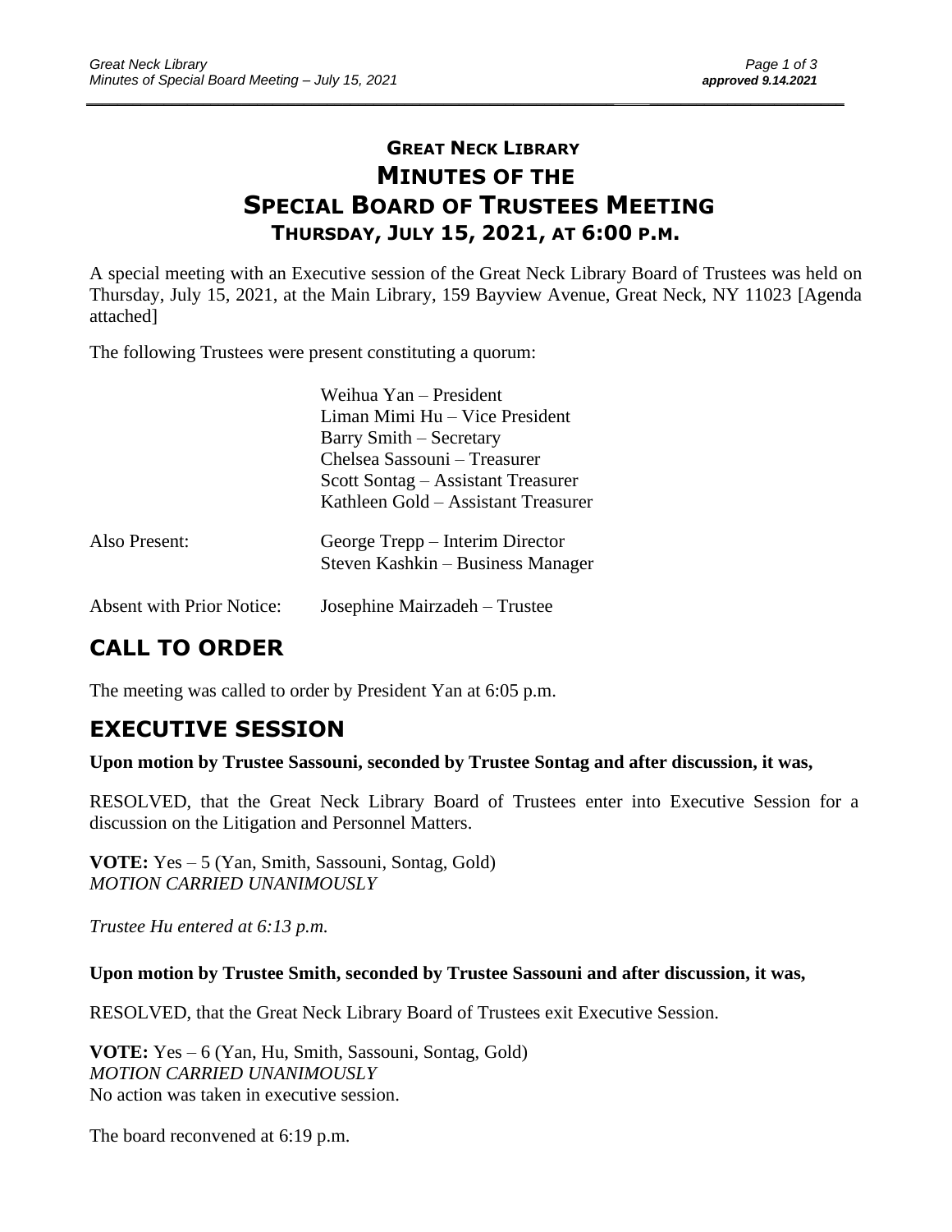# GREAT NECK LIBRARY
# MINUTES OF THE SPECIAL BOARD OF TRUSTEES MEETING
## THURSDAY, JULY 15, 2021, AT 6:00 P.M.

A special meeting with an Executive session of the Great Neck Library Board of Trustees was held on Thursday, July 15, 2021, at the Main Library, 159 Bayview Avenue, Great Neck, NY 11023 [Agenda attached]

The following Trustees were present constituting a quorum:

Weihua Yan – President
Liman Mimi Hu – Vice President
Barry Smith – Secretary
Chelsea Sassouni – Treasurer
Scott Sontag – Assistant Treasurer
Kathleen Gold – Assistant Treasurer

Also Present:
George Trepp – Interim Director
Steven Kashkin – Business Manager

Absent with Prior Notice:
Josephine Mairzadeh – Trustee

## CALL TO ORDER

The meeting was called to order by President Yan at 6:05 p.m.

## EXECUTIVE SESSION

**Upon motion by Trustee Sassouni, seconded by Trustee Sontag and after discussion, it was,**

RESOLVED, that the Great Neck Library Board of Trustees enter into Executive Session for a discussion on the Litigation and Personnel Matters.

**VOTE:** Yes – 5 (Yan, Smith, Sassouni, Sontag, Gold)
*MOTION CARRIED UNANIMOUSLY*

*Trustee Hu entered at 6:13 p.m.*

**Upon motion by Trustee Smith, seconded by Trustee Sassouni and after discussion, it was,**

RESOLVED, that the Great Neck Library Board of Trustees exit Executive Session.

**VOTE:** Yes – 6 (Yan, Hu, Smith, Sassouni, Sontag, Gold)
*MOTION CARRIED UNANIMOUSLY*
No action was taken in executive session.

The board reconvened at 6:19 p.m.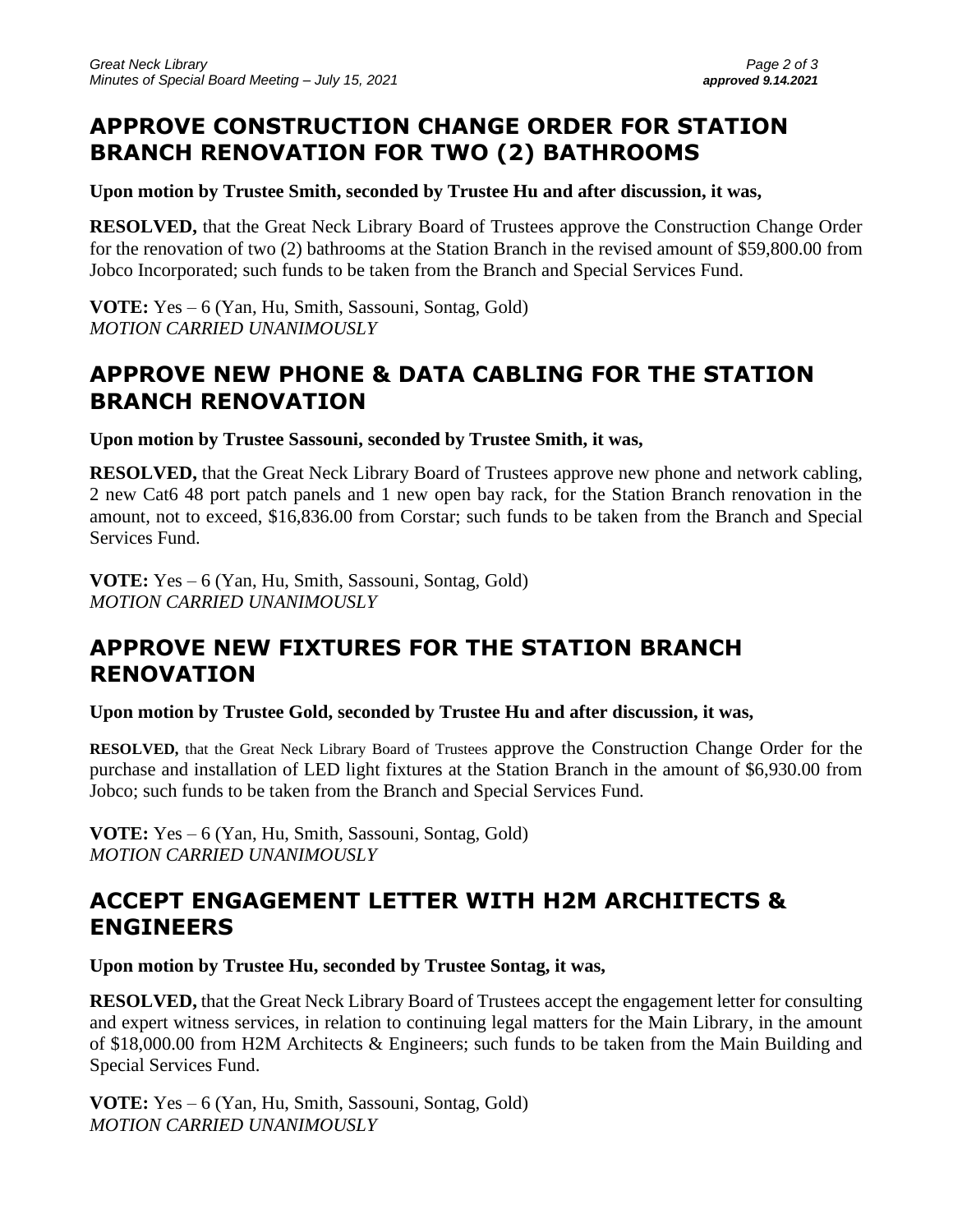## APPROVE CONSTRUCTION CHANGE ORDER FOR STATION BRANCH RENOVATION FOR TWO (2) BATHROOMS

**Upon motion by Trustee Smith, seconded by Trustee Hu and after discussion, it was,**

**RESOLVED,** that the Great Neck Library Board of Trustees approve the Construction Change Order for the renovation of two (2) bathrooms at the Station Branch in the revised amount of $59,800.00 from Jobco Incorporated; such funds to be taken from the Branch and Special Services Fund.

**VOTE:** Yes – 6 (Yan, Hu, Smith, Sassouni, Sontag, Gold)
*MOTION CARRIED UNANIMOUSLY*

## APPROVE NEW PHONE & DATA CABLING FOR THE STATION BRANCH RENOVATION

**Upon motion by Trustee Sassouni, seconded by Trustee Smith, it was,**

**RESOLVED,** that the Great Neck Library Board of Trustees approve new phone and network cabling, 2 new Cat6 48 port patch panels and 1 new open bay rack, for the Station Branch renovation in the amount, not to exceed, $16,836.00 from Corstar; such funds to be taken from the Branch and Special Services Fund.

**VOTE:** Yes – 6 (Yan, Hu, Smith, Sassouni, Sontag, Gold)
*MOTION CARRIED UNANIMOUSLY*

## APPROVE NEW FIXTURES FOR THE STATION BRANCH RENOVATION

**Upon motion by Trustee Gold, seconded by Trustee Hu and after discussion, it was,**

**RESOLVED,** that the Great Neck Library Board of Trustees approve the Construction Change Order for the purchase and installation of LED light fixtures at the Station Branch in the amount of $6,930.00 from Jobco; such funds to be taken from the Branch and Special Services Fund.

**VOTE:** Yes – 6 (Yan, Hu, Smith, Sassouni, Sontag, Gold)
*MOTION CARRIED UNANIMOUSLY*

## ACCEPT ENGAGEMENT LETTER WITH H2M ARCHITECTS & ENGINEERS

**Upon motion by Trustee Hu, seconded by Trustee Sontag, it was,**

**RESOLVED,** that the Great Neck Library Board of Trustees accept the engagement letter for consulting and expert witness services, in relation to continuing legal matters for the Main Library, in the amount of $18,000.00 from H2M Architects & Engineers; such funds to be taken from the Main Building and Special Services Fund.

**VOTE:** Yes – 6 (Yan, Hu, Smith, Sassouni, Sontag, Gold)
*MOTION CARRIED UNANIMOUSLY*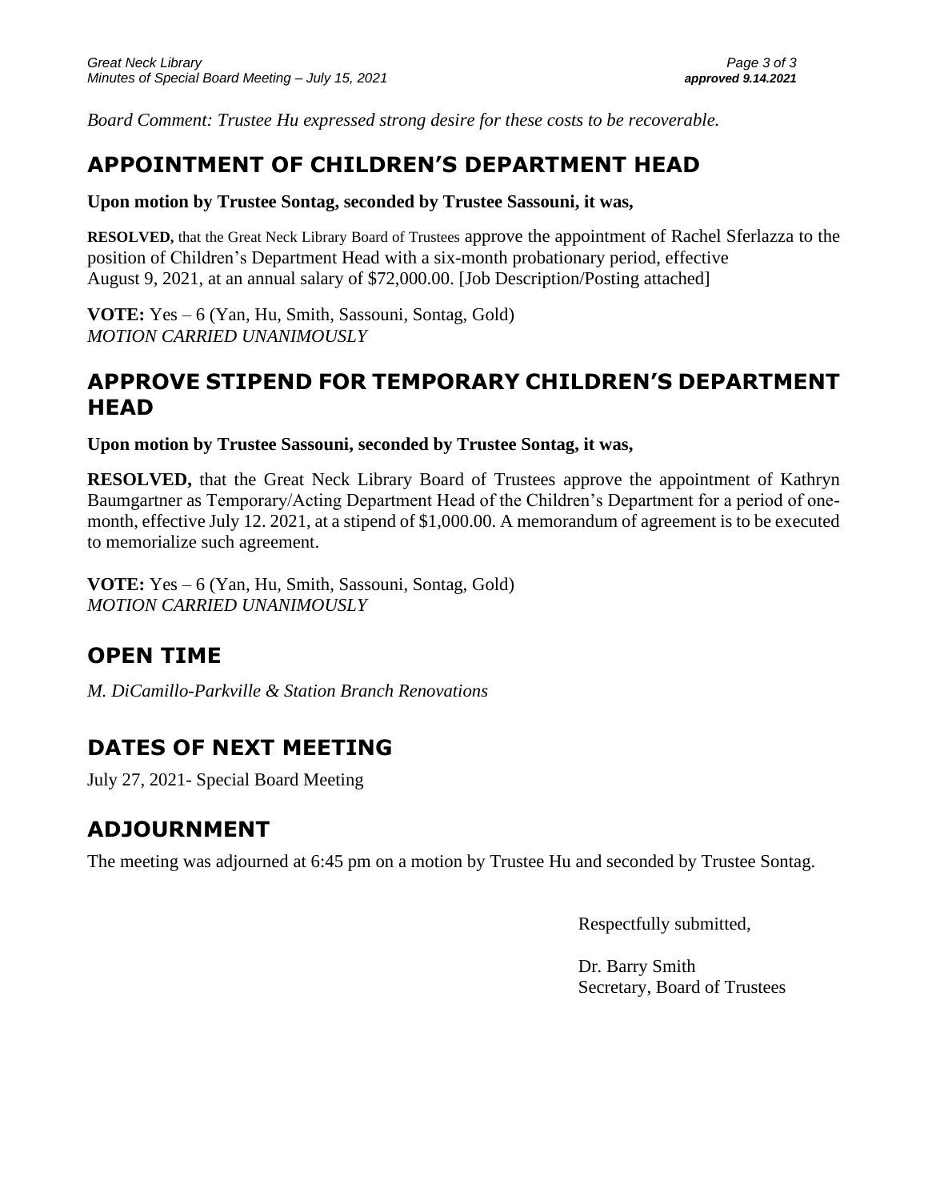*Board Comment: Trustee Hu expressed strong desire for these costs to be recoverable.*

## APPOINTMENT OF CHILDREN'S DEPARTMENT HEAD

**Upon motion by Trustee Sontag, seconded by Trustee Sassouni, it was,**

**RESOLVED,** that the Great Neck Library Board of Trustees approve the appointment of Rachel Sferlazza to the position of Children's Department Head with a six-month probationary period, effective August 9, 2021, at an annual salary of $72,000.00. [Job Description/Posting attached]

**VOTE:** Yes – 6 (Yan, Hu, Smith, Sassouni, Sontag, Gold)
*MOTION CARRIED UNANIMOUSLY*

## APPROVE STIPEND FOR TEMPORARY CHILDREN'S DEPARTMENT HEAD

**Upon motion by Trustee Sassouni, seconded by Trustee Sontag, it was,**

**RESOLVED,** that the Great Neck Library Board of Trustees approve the appointment of Kathryn Baumgartner as Temporary/Acting Department Head of the Children's Department for a period of one-month, effective July 12. 2021, at a stipend of $1,000.00. A memorandum of agreement is to be executed to memorialize such agreement.

**VOTE:** Yes – 6 (Yan, Hu, Smith, Sassouni, Sontag, Gold)
*MOTION CARRIED UNANIMOUSLY*

## OPEN TIME

*M. DiCamillo-Parkville & Station Branch Renovations*

## DATES OF NEXT MEETING

July 27, 2021- Special Board Meeting

## ADJOURNMENT

The meeting was adjourned at 6:45 pm on a motion by Trustee Hu and seconded by Trustee Sontag.

Respectfully submitted,

Dr. Barry Smith
Secretary, Board of Trustees